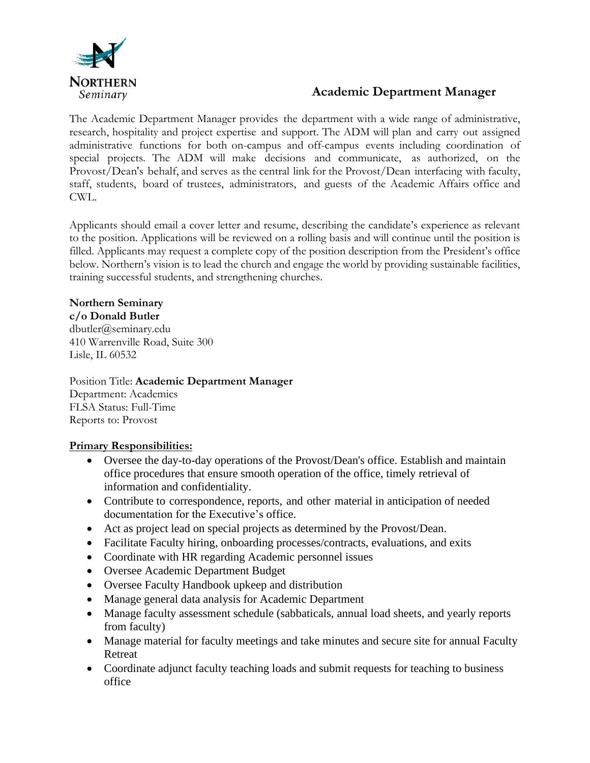**NORTHERN**
*Seminary*

# Academic Department Manager

The Academic Department Manager provides the department with a wide range of administrative, research, hospitality and project expertise and support. The ADM will plan and carry out assigned administrative functions for both on-campus and off-campus events including coordination of special projects. The ADM will make decisions and communicate, as authorized, on the Provost/Dean's behalf, and serves as the central link for the Provost/Dean interfacing with faculty, staff, students, board of trustees, administrators, and guests of the Academic Affairs office and CWL.

Applicants should email a cover letter and resume, describing the candidate's experience as relevant to the position. Applications will be reviewed on a rolling basis and will continue until the position is filled. Applicants may request a complete copy of the position description from the President's office below. Northern's vision is to lead the church and engage the world by providing sustainable facilities, training successful students, and strengthening churches.

**Northern Seminary**
**c/o Donald Butler**
dbutler@seminary.edu
410 Warrenville Road, Suite 300
Lisle, IL 60532

Position Title: **Academic Department Manager**
Department: Academics
FLSA Status: Full-Time
Reports to: Provost

**Primary Responsibilities:**

- Oversee the day-to-day operations of the Provost/Dean's office. Establish and maintain office procedures that ensure smooth operation of the office, timely retrieval of information and confidentiality.
- Contribute to correspondence, reports, and other material in anticipation of needed documentation for the Executive's office.
- Act as project lead on special projects as determined by the Provost/Dean.
- Facilitate Faculty hiring, onboarding processes/contracts, evaluations, and exits
- Coordinate with HR regarding Academic personnel issues
- Oversee Academic Department Budget
- Oversee Faculty Handbook upkeep and distribution
- Manage general data analysis for Academic Department
- Manage faculty assessment schedule (sabbaticals, annual load sheets, and yearly reports from faculty)
- Manage material for faculty meetings and take minutes and secure site for annual Faculty Retreat
- Coordinate adjunct faculty teaching loads and submit requests for teaching to business office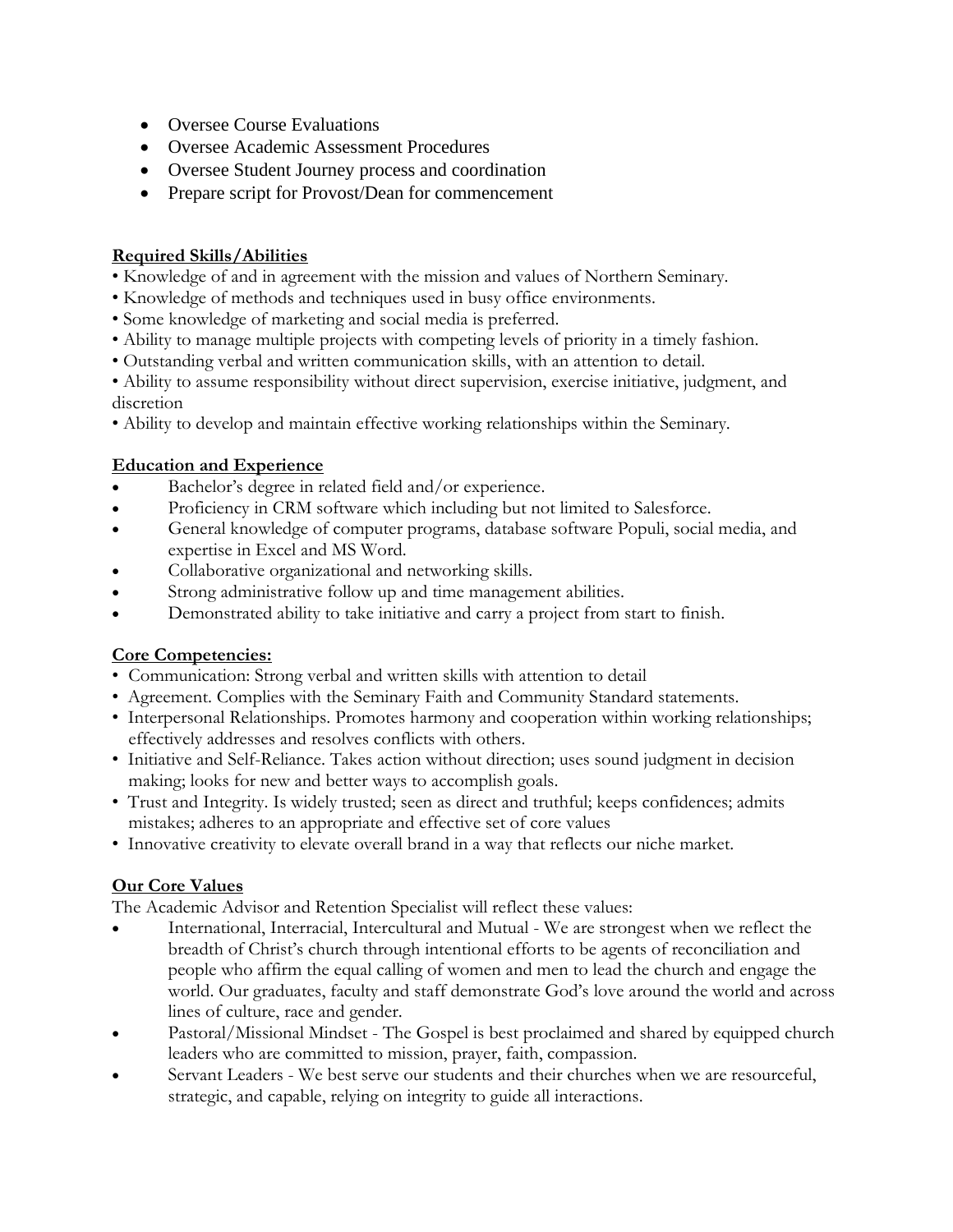- Oversee Course Evaluations
- Oversee Academic Assessment Procedures
- Oversee Student Journey process and coordination
- Prepare script for Provost/Dean for commencement

## Required Skills/Abilities

- Knowledge of and in agreement with the mission and values of Northern Seminary.
- Knowledge of methods and techniques used in busy office environments.
- Some knowledge of marketing and social media is preferred.
- Ability to manage multiple projects with competing levels of priority in a timely fashion.
- Outstanding verbal and written communication skills, with an attention to detail.
- Ability to assume responsibility without direct supervision, exercise initiative, judgment, and discretion
- Ability to develop and maintain effective working relationships within the Seminary.

## Education and Experience

- Bachelor's degree in related field and/or experience.
- Proficiency in CRM software which including but not limited to Salesforce.
- General knowledge of computer programs, database software Populi, social media, and expertise in Excel and MS Word.
- Collaborative organizational and networking skills.
- Strong administrative follow up and time management abilities.
- Demonstrated ability to take initiative and carry a project from start to finish.

## Core Competencies:

- Communication: Strong verbal and written skills with attention to detail
- Agreement. Complies with the Seminary Faith and Community Standard statements.
- Interpersonal Relationships. Promotes harmony and cooperation within working relationships; effectively addresses and resolves conflicts with others.
- Initiative and Self-Reliance. Takes action without direction; uses sound judgment in decision making; looks for new and better ways to accomplish goals.
- Trust and Integrity. Is widely trusted; seen as direct and truthful; keeps confidences; admits mistakes; adheres to an appropriate and effective set of core values
- Innovative creativity to elevate overall brand in a way that reflects our niche market.

## Our Core Values

The Academic Advisor and Retention Specialist will reflect these values:

- International, Interracial, Intercultural and Mutual - We are strongest when we reflect the breadth of Christ's church through intentional efforts to be agents of reconciliation and people who affirm the equal calling of women and men to lead the church and engage the world. Our graduates, faculty and staff demonstrate God's love around the world and across lines of culture, race and gender.
- Pastoral/Missional Mindset - The Gospel is best proclaimed and shared by equipped church leaders who are committed to mission, prayer, faith, compassion.
- Servant Leaders - We best serve our students and their churches when we are resourceful, strategic, and capable, relying on integrity to guide all interactions.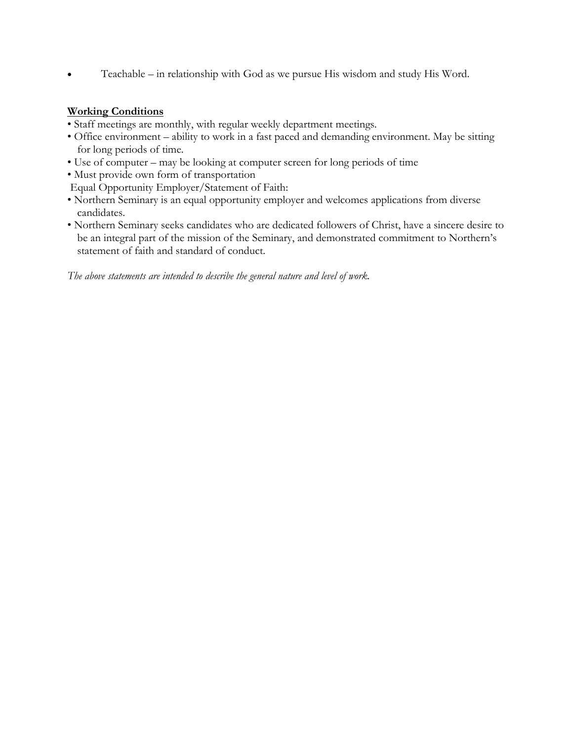- Teachable – in relationship with God as we pursue His wisdom and study His Word.

**Working Conditions**

- Staff meetings are monthly, with regular weekly department meetings.
- Office environment – ability to work in a fast paced and demanding environment. May be sitting for long periods of time.
- Use of computer – may be looking at computer screen for long periods of time
- Must provide own form of transportation

Equal Opportunity Employer/Statement of Faith:

- Northern Seminary is an equal opportunity employer and welcomes applications from diverse candidates.
- Northern Seminary seeks candidates who are dedicated followers of Christ, have a sincere desire to be an integral part of the mission of the Seminary, and demonstrated commitment to Northern's statement of faith and standard of conduct.

*The above statements are intended to describe the general nature and level of work.*